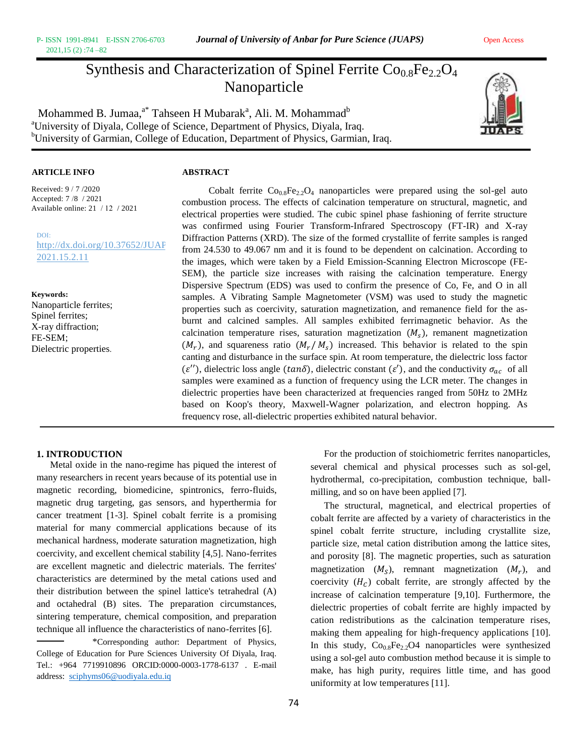# Synthesis and Characterization of Spinel Ferrite $Co_{0.8}Fe_{2.2}O_4$ Nanoparticle

Mohammed B. Jumaa,[a*] Tahseen H Mubarak[a], Ali. M. Mohammad[b]

[a]University of Diyala, College of Science, Department of Physics, Diyala, Iraq.
[b]University of Garmian, College of Education, Department of Physics, Garmian, Iraq.

**ARTICLE INFO**

Received: 9 / 7 /2020
Accepted: 7 /8 / 2021
Available online: 21 / 12 / 2021

DOI: http://dx.doi.org/10.37652/JUAPS.2021.15.2.11

**Keywords:**
Nanoparticle ferrites;
Spinel ferrites;
X-ray diffraction;
FE-SEM;
Dielectric properties.

**ABSTRACT**

Cobalt ferrite $Co_{0.8}Fe_{2.2}O_4$ nanoparticles were prepared using the sol-gel auto combustion process. The effects of calcination temperature on structural, magnetic, and electrical properties were studied. The cubic spinel phase fashioning of ferrite structure was confirmed using Fourier Transform-Infrared Spectroscopy (FT-IR) and X-ray Diffraction Patterns (XRD). The size of the formed crystallite of ferrite samples is ranged from 24.530 to 49.067 nm and it is found to be dependent on calcination. According to the images, which were taken by a Field Emission-Scanning Electron Microscope (FE-SEM), the particle size increases with raising the calcination temperature. Energy Dispersive Spectrum (EDS) was used to confirm the presence of Co, Fe, and O in all samples. A Vibrating Sample Magnetometer (VSM) was used to study the magnetic properties such as coercivity, saturation magnetization, and remanence field for the as-burnt and calcined samples. All samples exhibited ferrimagnetic behavior. As the calcination temperature rises, saturation magnetization ($M_s$), remanent magnetization ($M_r$), and squareness ratio ($M_r/M_s$) increased. This behavior is related to the spin canting and disturbance in the surface spin. At room temperature, the dielectric loss factor ($\varepsilon''$), dielectric loss angle ($tan\delta$), dielectric constant ($\varepsilon'$), and the conductivity $\sigma_{ac}$ of all samples were examined as a function of frequency using the LCR meter. The changes in dielectric properties have been characterized at frequencies ranged from 50Hz to 2MHz based on Koop's theory, Maxwell-Wagner polarization, and electron hopping. As frequency rose, all-dielectric properties exhibited natural behavior.

## 1. INTRODUCTION

Metal oxide in the nano-regime has piqued the interest of many researchers in recent years because of its potential use in magnetic recording, biomedicine, spintronics, ferro-fluids, magnetic drug targeting, gas sensors, and hyperthermia for cancer treatment [1-3]. Spinel cobalt ferrite is a promising material for many commercial applications because of its mechanical hardness, moderate saturation magnetization, high coercivity, and excellent chemical stability [4,5]. Nano-ferrites are excellent magnetic and dielectric materials. The ferrites' characteristics are determined by the metal cations used and their distribution between the spinel lattice's tetrahedral (A) and octahedral (B) sites. The preparation circumstances, sintering temperature, chemical composition, and preparation technique all influence the characteristics of nano-ferrites [6].

*Corresponding author: Department of Physics, College of Education for Pure Sciences University Of Diyala, Iraq. Tel.: +964 7719910896 ORCID:0000-0003-1778-6137 . E-mail address: sciphyms06@uodiyala.edu.iq

For the production of stoichiometric ferrites nanoparticles, several chemical and physical processes such as sol-gel, hydrothermal, co-precipitation, combustion technique, ball-milling, and so on have been applied [7].

The structural, magnetical, and electrical properties of cobalt ferrite are affected by a variety of characteristics in the spinel cobalt ferrite structure, including crystallite size, particle size, metal cation distribution among the lattice sites, and porosity [8]. The magnetic properties, such as saturation magnetization ($M_S$), remnant magnetization ($M_r$), and coercivity ($H_c$) cobalt ferrite, are strongly affected by the increase of calcination temperature [9,10]. Furthermore, the dielectric properties of cobalt ferrite are highly impacted by cation redistributions as the calcination temperature rises, making them appealing for high-frequency applications [10]. In this study, $Co_{0.8}Fe_{2.2}O4$ nanoparticles were synthesized using a sol-gel auto combustion method because it is simple to make, has high purity, requires little time, and has good uniformity at low temperatures [11].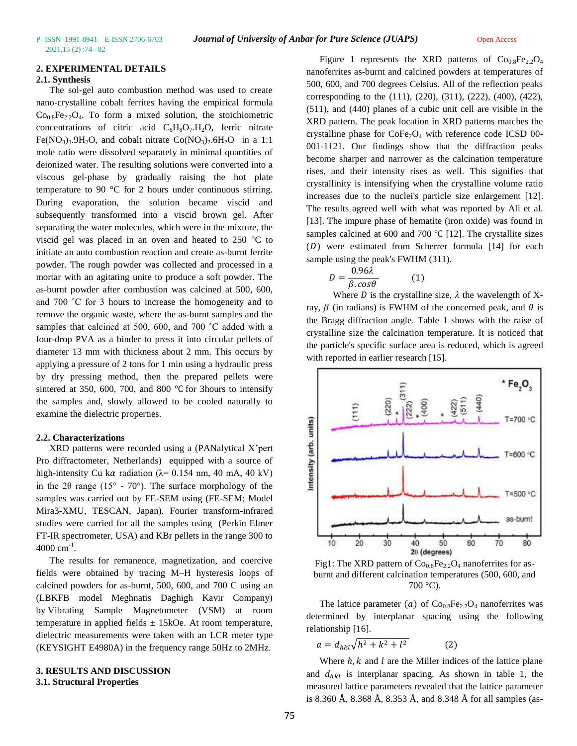## 2. EXPERIMENTAL DETAILS

### 2.1. Synthesis

The sol-gel auto combustion method was used to create nano-crystalline cobalt ferrites having the empirical formula $Co_{0.8}Fe_{2.2}O_4$. To form a mixed solution, the stoichiometric concentrations of citric acid $C_6H_8O_7.H_2O$, ferric nitrate $Fe(NO_3)_3.9H_2O$, and cobalt nitrate $Co(NO_3)_2.6H_2O$ in a 1:1 mole ratio were dissolved separately in minimal quantities of deionized water. The resulting solutions were converted into a viscous gel-phase by gradually raising the hot plate temperature to 90 °C for 2 hours under continuous stirring. During evaporation, the solution became viscid and subsequently transformed into a viscid brown gel. After separating the water molecules, which were in the mixture, the viscid gel was placed in an oven and heated to 250 °C to initiate an auto combustion reaction and create as-burnt ferrite powder. The rough powder was collected and processed in a mortar with an agitating unite to produce a soft powder. The as-burnt powder after combustion was calcined at 500, 600, and 700 ˚C for 3 hours to increase the homogeneity and to remove the organic waste, where the as-burnt samples and the samples that calcined at 500, 600, and 700 ˚C added with a four-drop PVA as a binder to press it into circular pellets of diameter 13 mm with thickness about 2 mm. This occurs by applying a pressure of 2 tons for 1 min using a hydraulic press by dry pressing method, then the prepared pellets were sintered at 350, 600, 700, and 800 ℃ for 3hours to intensify the samples and, slowly allowed to be cooled naturally to examine the dielectric properties.

### 2.2. Characterizations

XRD patterns were recorded using a (PANalytical X'pert Pro diffractometer, Netherlands) equipped with a source of high-intensity Cu k$\alpha$ radiation ($\lambda$= 0.154 nm, 40 mA, 40 kV) in the 2θ range (15° - 70°). The surface morphology of the samples was carried out by FE-SEM using (FE-SEM; Model Mira3-XMU, TESCAN, Japan). Fourier transform-infrared studies were carried for all the samples using (Perkin Elmer FT-IR spectrometer, USA) and KBr pellets in the range 300 to 4000 $cm^{-1}$.

The results for remanence, magnetization, and coercive fields were obtained by tracing M–H hysteresis loops of calcined powders for as-burnt, 500, 600, and 700 C using an (LBKFB model Meghnatis Daghigh Kavir Company) by Vibrating Sample Magnetometer (VSM) at room temperature in applied fields ± 15kOe. At room temperature, dielectric measurements were taken with an LCR meter type (KEYSIGHT E4980A) in the frequency range 50Hz to 2MHz.

## 3. RESULTS AND DISCUSSION

### 3.1. Structural Properties

Figure 1 represents the XRD patterns of $Co_{0.8}Fe_{2.2}O_4$ nanoferrites as-burnt and calcined powders at temperatures of 500, 600, and 700 degrees Celsius. All of the reflection peaks corresponding to the (111), (220), (311), (222), (400), (422), (511), and (440) planes of a cubic unit cell are visible in the XRD pattern. The peak location in XRD patterns matches the crystalline phase for $CoFe_2O_4$ with reference code ICSD 00-001-1121. Our findings show that the diffraction peaks become sharper and narrower as the calcination temperature rises, and their intensity rises as well. This signifies that crystallinity is intensifying when the crystalline volume ratio increases due to the nuclei's particle size enlargement [12]. The results agreed well with what was reported by Ali et al. [13]. The impure phase of hematite (iron oxide) was found in samples calcined at 600 and 700 ℃ [12]. The crystallite sizes $(D)$ were estimated from Scherrer formula [14] for each sample using the peak's FWHM (311).

$$D = \frac{0.96\lambda}{\beta.\cos\theta} \qquad (1)$$

Where $D$ is the crystalline size, $\lambda$ the wavelength of X-ray, $\beta$ (in radians) is FWHM of the concerned peak, and $\theta$ is the Bragg diffraction angle. Table 1 shows with the raise of crystalline size the calcination temperature. It is noticed that the particle's specific surface area is reduced, which is agreed with reported in earlier research [15].

Fig1: The XRD pattern of $Co_{0.8}Fe_{2.2}O_4$ nanoferrites for as-burnt and different calcination temperatures (500, 600, and 700 °C).

The lattice parameter $(a)$ of $Co_{0.8}Fe_{2.2}O_4$ nanoferrites was determined by interplanar spacing using the following relationship [16].

$$a = d_{hkl}\sqrt{h^2 + k^2 + l^2} \qquad (2)$$

Where $h, k$ and $l$ are the Miller indices of the lattice plane and $d_{hkl}$ is interplanar spacing. As shown in table 1, the measured lattice parameters revealed that the lattice parameter is 8.360 Å, 8.368 Å, 8.353 Å, and 8.348 Å for all samples (as-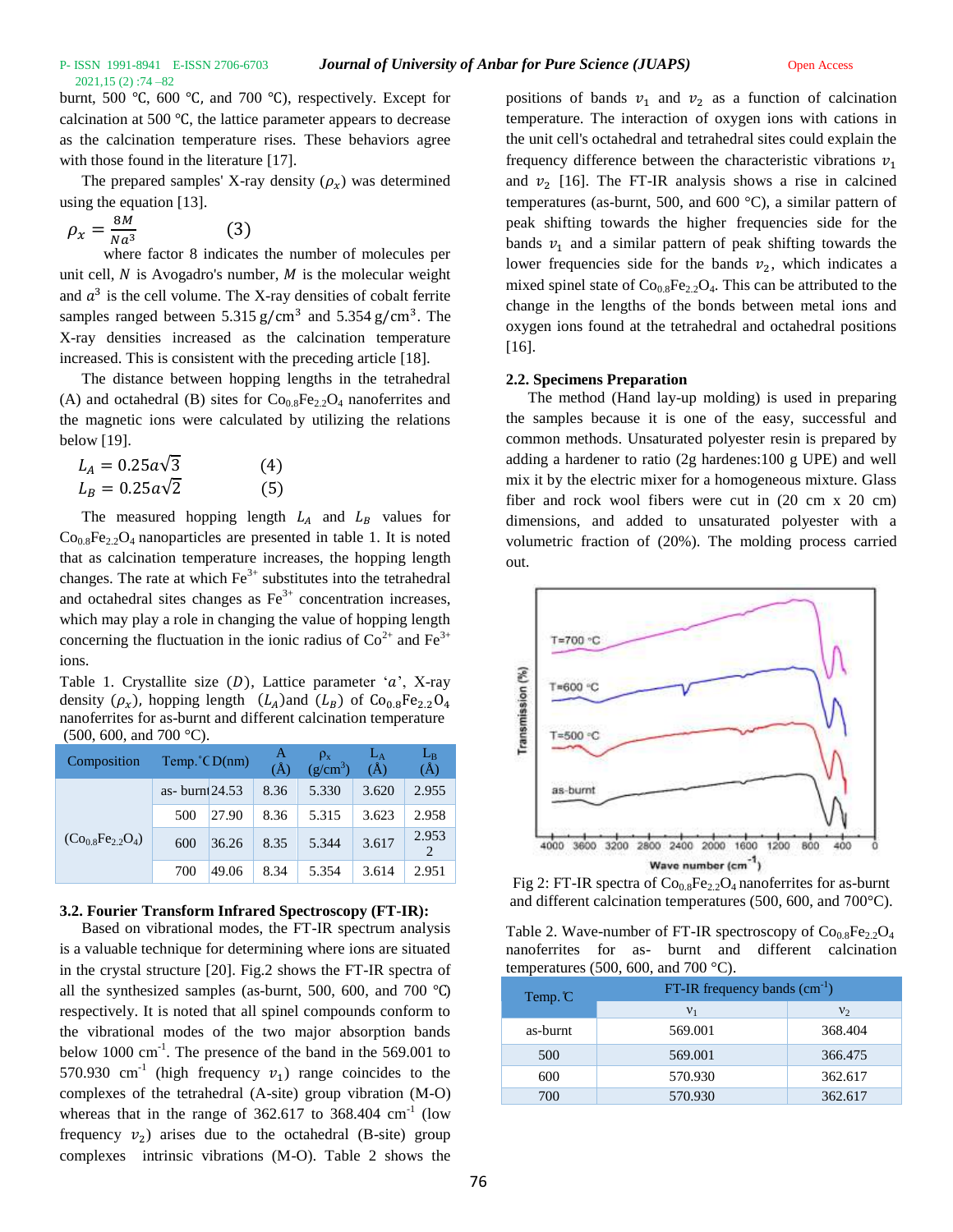burnt, 500 ℃, 600 ℃, and 700 ℃), respectively. Except for calcination at 500 ℃, the lattice parameter appears to decrease as the calcination temperature rises. These behaviors agree with those found in the literature [17].

The prepared samples' X-ray density ($\rho_x$) was determined using the equation [13].

$$\rho_x = \frac{8M}{Na^3} \qquad (3)$$

where factor 8 indicates the number of molecules per unit cell, $N$ is Avogadro's number, $M$ is the molecular weight and $a^3$ is the cell volume. The X-ray densities of cobalt ferrite samples ranged between 5.315 $g/cm^3$ and 5.354 $g/cm^3$. The X-ray densities increased as the calcination temperature increased. This is consistent with the preceding article [18].

The distance between hopping lengths in the tetrahedral (A) and octahedral (B) sites for $Co_{0.8}Fe_{2.2}O_4$ nanoferrites and the magnetic ions were calculated by utilizing the relations below [19].

$$L_A = 0.25a\sqrt{3} \qquad (4)$$

$$L_B = 0.25a\sqrt{2} \qquad (5)$$

The measured hopping length $L_A$ and $L_B$ values for $Co_{0.8}Fe_{2.2}O_4$ nanoparticles are presented in table 1. It is noted that as calcination temperature increases, the hopping length changes. The rate at which $Fe^{3+}$ substitutes into the tetrahedral and octahedral sites changes as $Fe^{3+}$ concentration increases, which may play a role in changing the value of hopping length concerning the fluctuation in the ionic radius of $Co^{2+}$ and $Fe^{3+}$ ions.

Table 1. Crystallite size ($D$), Lattice parameter '$a$', X-ray density ($\rho_x$), hopping length ($L_A$)and ($L_B$) of $Co_{0.8}Fe_{2.2}O_4$ nanoferrites for as-burnt and different calcination temperature (500, 600, and 700 °C).

| Composition | Temp.℃ | D(nm) | A (Å) | $\rho_x$ ($g/cm^3$) | $L_A$ (Å) | $L_B$ (Å) |
|---|---|---|---|---|---|---|
| ($Co_{0.8}Fe_{2.2}O_4$) | as- burnt | 24.53 | 8.36 | 5.330 | 3.620 | 2.955 |
| | 500 | 27.90 | 8.36 | 5.315 | 3.623 | 2.958 |
| | 600 | 36.26 | 8.35 | 5.344 | 3.617 | 2.9532 |
| | 700 | 49.06 | 8.34 | 5.354 | 3.614 | 2.951 |

### 3.2. Fourier Transform Infrared Spectroscopy (FT-IR):

Based on vibrational modes, the FT-IR spectrum analysis is a valuable technique for determining where ions are situated in the crystal structure [20]. Fig.2 shows the FT-IR spectra of all the synthesized samples (as-burnt, 500, 600, and 700 ℃) respectively. It is noted that all spinel compounds conform to the vibrational modes of the two major absorption bands below 1000 $cm^{-1}$. The presence of the band in the 569.001 to 570.930 $cm^{-1}$ (high frequency $v_1$) range coincides to the complexes of the tetrahedral (A-site) group vibration (M-O) whereas that in the range of 362.617 to 368.404 $cm^{-1}$ (low frequency $v_2$) arises due to the octahedral (B-site) group complexes intrinsic vibrations (M-O). Table 2 shows the positions of bands $v_1$ and $v_2$ as a function of calcination temperature. The interaction of oxygen ions with cations in the unit cell's octahedral and tetrahedral sites could explain the frequency difference between the characteristic vibrations $v_1$ and $v_2$ [16]. The FT-IR analysis shows a rise in calcined temperatures (as-burnt, 500, and 600 °C), a similar pattern of peak shifting towards the higher frequencies side for the bands $v_1$ and a similar pattern of peak shifting towards the lower frequencies side for the bands $v_2$, which indicates a mixed spinel state of $Co_{0.8}Fe_{2.2}O_4$. This can be attributed to the change in the lengths of the bonds between metal ions and oxygen ions found at the tetrahedral and octahedral positions [16].

### 2.2. Specimens Preparation

The method (Hand lay-up molding) is used in preparing the samples because it is one of the easy, successful and common methods. Unsaturated polyester resin is prepared by adding a hardener to ratio (2g hardenes:100 g UPE) and well mix it by the electric mixer for a homogeneous mixture. Glass fiber and rock wool fibers were cut in (20 cm x 20 cm) dimensions, and added to unsaturated polyester with a volumetric fraction of (20%). The molding process carried out.

Fig 2: FT-IR spectra of $Co_{0.8}Fe_{2.2}O_4$ nanoferrites for as-burnt and different calcination temperatures (500, 600, and 700°C).

Table 2. Wave-number of FT-IR spectroscopy of $Co_{0.8}Fe_{2.2}O_4$ nanoferrites for as- burnt and different calcination temperatures (500, 600, and 700 °C).

| Temp. ℃ | FT-IR frequency bands ($cm^{-1}$) | |
|---|---|---|
| | $v_1$ | $v_2$ |
| as-burnt | 569.001 | 368.404 |
| 500 | 569.001 | 366.475 |
| 600 | 570.930 | 362.617 |
| 700 | 570.930 | 362.617 |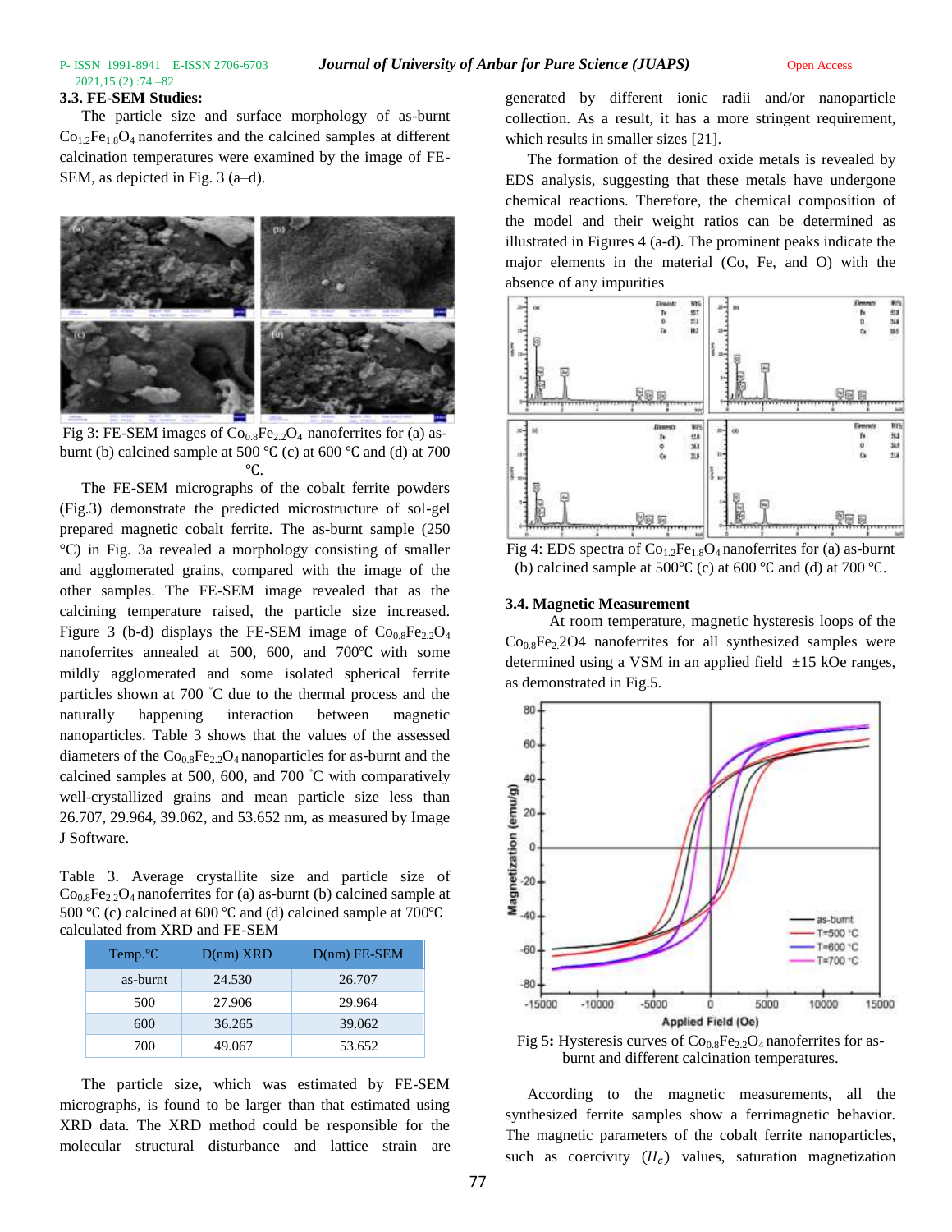### 3.3. FE-SEM Studies:

The particle size and surface morphology of as-burnt $Co_{1.2}Fe_{1.8}O_4$ nanoferrites and the calcined samples at different calcination temperatures were examined by the image of FE-SEM, as depicted in Fig. 3 (a–d).

Fig 3: FE-SEM images of $Co_{0.8}Fe_{2.2}O_4$ nanoferrites for (a) as-burnt (b) calcined sample at 500 ℃ (c) at 600 ℃ and (d) at 700 ℃.

The FE-SEM micrographs of the cobalt ferrite powders (Fig.3) demonstrate the predicted microstructure of sol-gel prepared magnetic cobalt ferrite. The as-burnt sample (250 °C) in Fig. 3a revealed a morphology consisting of smaller and agglomerated grains, compared with the image of the other samples. The FE-SEM image revealed that as the calcining temperature raised, the particle size increased. Figure 3 (b-d) displays the FE-SEM image of $Co_{0.8}Fe_{2.2}O_4$ nanoferrites annealed at 500, 600, and 700℃ with some mildly agglomerated and some isolated spherical ferrite particles shown at 700 ˚C due to the thermal process and the naturally happening interaction between magnetic nanoparticles. Table 3 shows that the values of the assessed diameters of the $Co_{0.8}Fe_{2.2}O_4$ nanoparticles for as-burnt and the calcined samples at 500, 600, and 700 ˚C with comparatively well-crystallized grains and mean particle size less than 26.707, 29.964, 39.062, and 53.652 nm, as measured by Image J Software.

Table 3. Average crystallite size and particle size of $Co_{0.8}Fe_{2.2}O_4$ nanoferrites for (a) as-burnt (b) calcined sample at 500 ℃ (c) calcined at 600 ℃ and (d) calcined sample at 700℃ calculated from XRD and FE-SEM

| Temp.℃ | D(nm) XRD | D(nm) FE-SEM |
|---|---|---|
| as-burnt | 24.530 | 26.707 |
| 500 | 27.906 | 29.964 |
| 600 | 36.265 | 39.062 |
| 700 | 49.067 | 53.652 |

The particle size, which was estimated by FE-SEM micrographs, is found to be larger than that estimated using XRD data. The XRD method could be responsible for the molecular structural disturbance and lattice strain are generated by different ionic radii and/or nanoparticle collection. As a result, it has a more stringent requirement, which results in smaller sizes [21].

The formation of the desired oxide metals is revealed by EDS analysis, suggesting that these metals have undergone chemical reactions. Therefore, the chemical composition of the model and their weight ratios can be determined as illustrated in Figures 4 (a-d). The prominent peaks indicate the major elements in the material (Co, Fe, and O) with the absence of any impurities

Fig 4: EDS spectra of $Co_{1.2}Fe_{1.8}O_4$ nanoferrites for (a) as-burnt (b) calcined sample at 500℃ (c) at 600 ℃ and (d) at 700 ℃.

### 3.4. Magnetic Measurement

At room temperature, magnetic hysteresis loops of the $Co_{0.8}Fe_{2}$.2O4 nanoferrites for all synthesized samples were determined using a VSM in an applied field ±15 kOe ranges, as demonstrated in Fig.5.

Fig 5: Hysteresis curves of $Co_{0.8}Fe_{2.2}O_4$ nanoferrites for as-burnt and different calcination temperatures.

According to the magnetic measurements, all the synthesized ferrite samples show a ferrimagnetic behavior. The magnetic parameters of the cobalt ferrite nanoparticles, such as coercivity $(H_c)$ values, saturation magnetization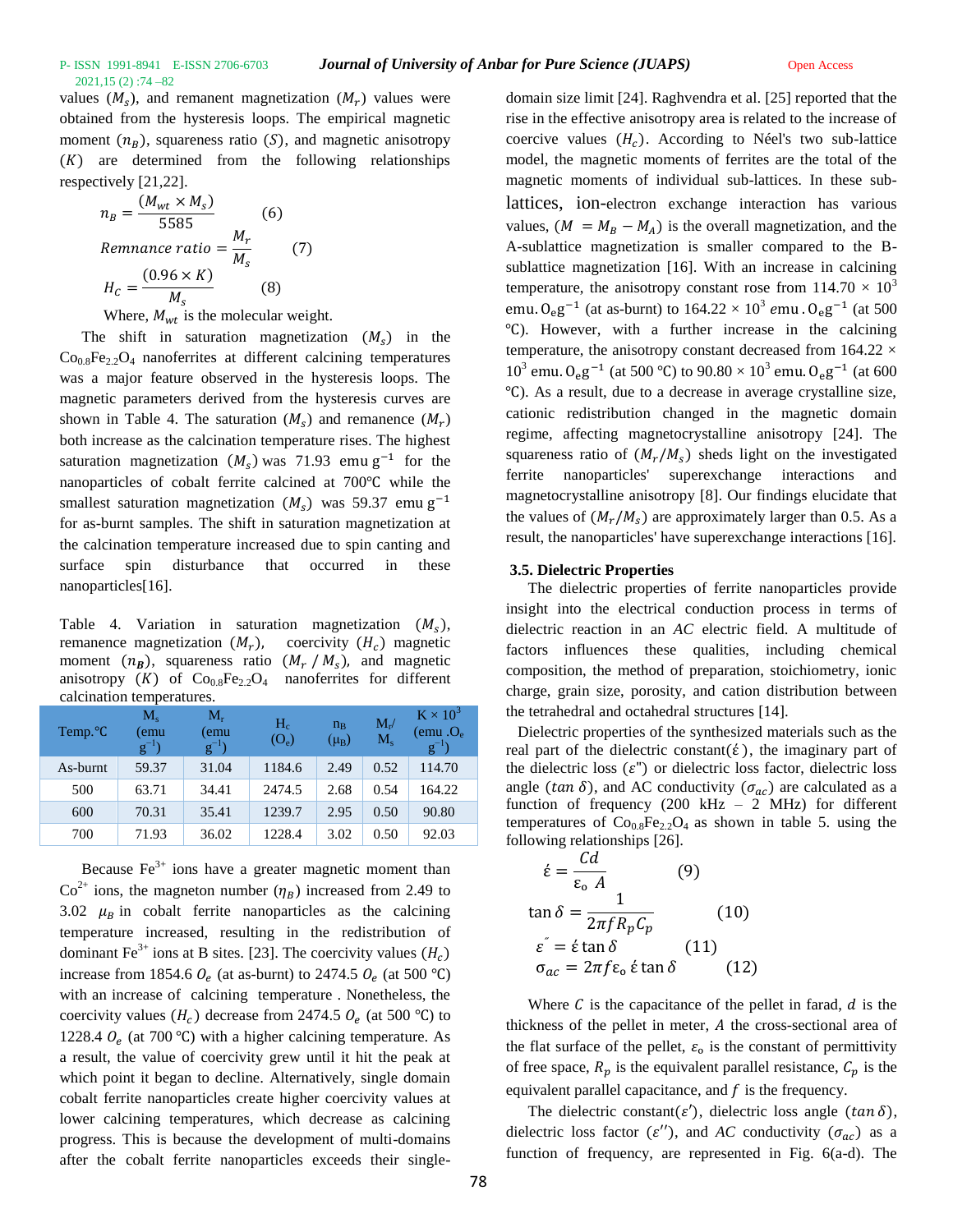values ($M_s$), and remanent magnetization ($M_r$) values were obtained from the hysteresis loops. The empirical magnetic moment ($n_B$), squareness ratio ($S$), and magnetic anisotropy ($K$) are determined from the following relationships respectively [21,22].

$$n_B = \frac{(M_{wt} \times M_s)}{5585} \qquad (6)$$

$$Remnance\ ratio = \frac{M_r}{M_s} \qquad (7)$$

$$H_C = \frac{(0.96 \times K)}{M_s} \qquad (8)$$

Where, $M_{wt}$ is the molecular weight.

The shift in saturation magnetization ($M_s$) in the $Co_{0.8}Fe_{2.2}O_4$ nanoferrites at different calcining temperatures was a major feature observed in the hysteresis loops. The magnetic parameters derived from the hysteresis curves are shown in Table 4. The saturation ($M_s$) and remanence ($M_r$) both increase as the calcination temperature rises. The highest saturation magnetization ($M_s$) was 71.93 emu $g^{-1}$ for the nanoparticles of cobalt ferrite calcined at 700℃ while the smallest saturation magnetization ($M_s$) was 59.37 emu $g^{-1}$ for as-burnt samples. The shift in saturation magnetization at the calcination temperature increased due to spin canting and surface spin disturbance that occurred in these nanoparticles[16].

Table 4. Variation in saturation magnetization ($M_s$), remanence magnetization ($M_r$), coercivity ($H_c$) magnetic moment ($n_B$), squareness ratio ($M_r / M_s$), and magnetic anisotropy ($K$) of $Co_{0.8}Fe_{2.2}O_4$ nanoferrites for different calcination temperatures.

| Temp.℃ | $M_s$ (emu $g^{-1}$) | $M_r$ (emu $g^{-1}$) | $H_c$ ($O_e$) | $n_B$ ($\mu_B$) | $M_r$/ $M_s$ | $K \times 10^3$ (emu .$O_e$ $g^{-1}$) |
|---|---|---|---|---|---|---|
| As-burnt | 59.37 | 31.04 | 1184.6 | 2.49 | 0.52 | 114.70 |
| 500 | 63.71 | 34.41 | 2474.5 | 2.68 | 0.54 | 164.22 |
| 600 | 70.31 | 35.41 | 1239.7 | 2.95 | 0.50 | 90.80 |
| 700 | 71.93 | 36.02 | 1228.4 | 3.02 | 0.50 | 92.03 |

Because $Fe^{3+}$ ions have a greater magnetic moment than $Co^{2+}$ ions, the magneton number ($\eta_B$) increased from 2.49 to 3.02 $\mu_B$ in cobalt ferrite nanoparticles as the calcining temperature increased, resulting in the redistribution of dominant $Fe^{3+}$ ions at B sites. [23]. The coercivity values ($H_c$) increase from 1854.6 $O_e$ (at as-burnt) to 2474.5 $O_e$ (at 500 ℃) with an increase of calcining temperature . Nonetheless, the coercivity values ($H_c$) decrease from 2474.5 $O_e$ (at 500 ℃) to 1228.4 $O_e$ (at 700 ℃) with a higher calcining temperature. As a result, the value of coercivity grew until it hit the peak at which point it began to decline. Alternatively, single domain cobalt ferrite nanoparticles create higher coercivity values at lower calcining temperatures, which decrease as calcining progress. This is because the development of multi-domains after the cobalt ferrite nanoparticles exceeds their single-domain size limit [24]. Raghvendra et al. [25] reported that the rise in the effective anisotropy area is related to the increase of coercive values ($H_c$). According to Néel's two sub-lattice model, the magnetic moments of ferrites are the total of the magnetic moments of individual sub-lattices. In these sub-lattices, ion-electron exchange interaction has various values, ($M = M_B - M_A$) is the overall magnetization, and the A-sublattice magnetization is smaller compared to the B-sublattice magnetization [16]. With an increase in calcining temperature, the anisotropy constant rose from 114.70 × $10^3$ emu. $O_e g^{-1}$ (at as-burnt) to 164.22 × $10^3$ emu . $O_e g^{-1}$ (at 500 ℃). However, with a further increase in the calcining temperature, the anisotropy constant decreased from 164.22 × $10^3$ emu. $O_e g^{-1}$ (at 500 ℃) to 90.80 × $10^3$ emu. $O_e g^{-1}$ (at 600 ℃). As a result, due to a decrease in average crystalline size, cationic redistribution changed in the magnetic domain regime, affecting magnetocrystalline anisotropy [24]. The squareness ratio of ($M_r/M_s$) sheds light on the investigated ferrite nanoparticles' superexchange interactions and magnetocrystalline anisotropy [8]. Our findings elucidate that the values of ($M_r/M_s$) are approximately larger than 0.5. As a result, the nanoparticles' have superexchange interactions [16].

### 3.5. Dielectric Properties

The dielectric properties of ferrite nanoparticles provide insight into the electrical conduction process in terms of dielectric reaction in an *AC* electric field. A multitude of factors influences these qualities, including chemical composition, the method of preparation, stoichiometry, ionic charge, grain size, porosity, and cation distribution between the tetrahedral and octahedral structures [14].

Dielectric properties of the synthesized materials such as the real part of the dielectric constant($\acute{\varepsilon}$), the imaginary part of the dielectric loss ($\varepsilon$") or dielectric loss factor, dielectric loss angle ($tan\ \delta$), and AC conductivity ($\sigma_{ac}$) are calculated as a function of frequency (200 kHz – 2 MHz) for different temperatures of $Co_{0.8}Fe_{2.2}O_4$ as shown in table 5. using the following relationships [26].

$$\acute{\varepsilon} = \frac{Cd}{\varepsilon_o\ A} \qquad (9)$$

$$\tan\delta = \frac{1}{2\pi f R_p C_p} \qquad (10)$$

$$\varepsilon'' = \acute{\varepsilon} \tan\delta \qquad (11)$$

$$\sigma_{ac} = 2\pi f \varepsilon_o\, \acute{\varepsilon} \tan\delta \qquad (12)$$

Where $C$ is the capacitance of the pellet in farad, $d$ is the thickness of the pellet in meter, $A$ the cross-sectional area of the flat surface of the pellet, $\varepsilon_o$ is the constant of permittivity of free space, $R_p$ is the equivalent parallel resistance, $C_p$ is the equivalent parallel capacitance, and $f$ is the frequency.

The dielectric constant($\varepsilon'$), dielectric loss angle ($tan\,\delta$), dielectric loss factor ($\varepsilon''$), and *AC* conductivity ($\sigma_{ac}$) as a function of frequency, are represented in Fig. 6(a-d). The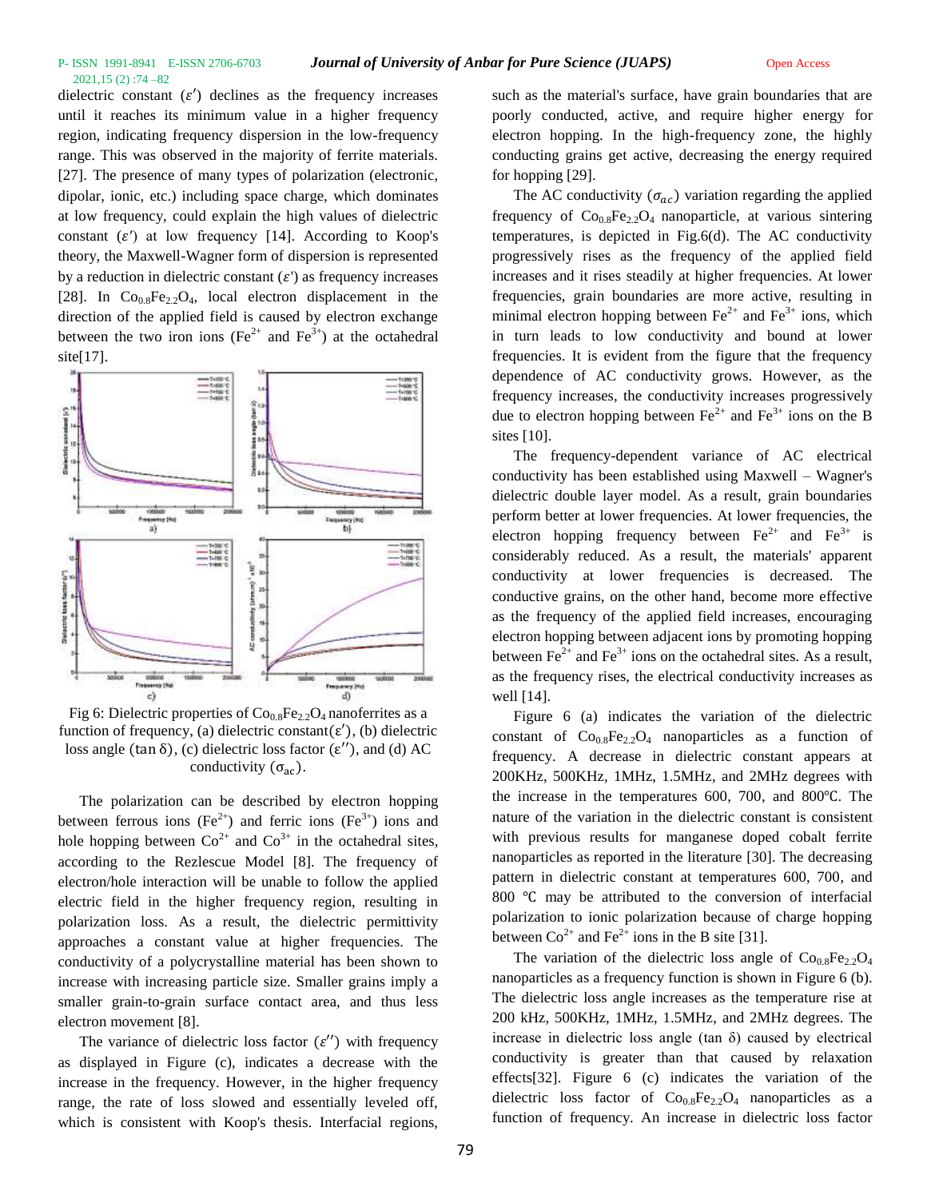dielectric constant ($\varepsilon'$) declines as the frequency increases until it reaches its minimum value in a higher frequency region, indicating frequency dispersion in the low-frequency range. This was observed in the majority of ferrite materials. [27]. The presence of many types of polarization (electronic, dipolar, ionic, etc.) including space charge, which dominates at low frequency, could explain the high values of dielectric constant ($\varepsilon'$) at low frequency [14]. According to Koop's theory, the Maxwell-Wagner form of dispersion is represented by a reduction in dielectric constant ($\varepsilon'$) as frequency increases [28]. In $Co_{0.8}Fe_{2.2}O_4$, local electron displacement in the direction of the applied field is caused by electron exchange between the two iron ions ($Fe^{2+}$ and $Fe^{3+}$) at the octahedral site[17].

Fig 6: Dielectric properties of $Co_{0.8}Fe_{2.2}O_4$ nanoferrites as a function of frequency, (a) dielectric constant($\varepsilon'$), (b) dielectric loss angle ($\tan\delta$), (c) dielectric loss factor ($\varepsilon''$), and (d) AC conductivity ($\sigma_{ac}$).

The polarization can be described by electron hopping between ferrous ions ($Fe^{2+}$) and ferric ions ($Fe^{3+}$) ions and hole hopping between $Co^{2+}$ and $Co^{3+}$ in the octahedral sites, according to the Rezlescue Model [8]. The frequency of electron/hole interaction will be unable to follow the applied electric field in the higher frequency region, resulting in polarization loss. As a result, the dielectric permittivity approaches a constant value at higher frequencies. The conductivity of a polycrystalline material has been shown to increase with increasing particle size. Smaller grains imply a smaller grain-to-grain surface contact area, and thus less electron movement [8].

The variance of dielectric loss factor ($\varepsilon''$) with frequency as displayed in Figure (c), indicates a decrease with the increase in the frequency. However, in the higher frequency range, the rate of loss slowed and essentially leveled off, which is consistent with Koop's thesis. Interfacial regions, such as the material's surface, have grain boundaries that are poorly conducted, active, and require higher energy for electron hopping. In the high-frequency zone, the highly conducting grains get active, decreasing the energy required for hopping [29].

The AC conductivity ($\sigma_{ac}$) variation regarding the applied frequency of $Co_{0.8}Fe_{2.2}O_4$ nanoparticle, at various sintering temperatures, is depicted in Fig.6(d). The AC conductivity progressively rises as the frequency of the applied field increases and it rises steadily at higher frequencies. At lower frequencies, grain boundaries are more active, resulting in minimal electron hopping between $Fe^{2+}$ and $Fe^{3+}$ ions, which in turn leads to low conductivity and bound at lower frequencies. It is evident from the figure that the frequency dependence of AC conductivity grows. However, as the frequency increases, the conductivity increases progressively due to electron hopping between $Fe^{2+}$ and $Fe^{3+}$ ions on the B sites [10].

The frequency-dependent variance of AC electrical conductivity has been established using Maxwell – Wagner's dielectric double layer model. As a result, grain boundaries perform better at lower frequencies. At lower frequencies, the electron hopping frequency between $Fe^{2+}$ and $Fe^{3+}$ is considerably reduced. As a result, the materials' apparent conductivity at lower frequencies is decreased. The conductive grains, on the other hand, become more effective as the frequency of the applied field increases, encouraging electron hopping between adjacent ions by promoting hopping between $Fe^{2+}$ and $Fe^{3+}$ ions on the octahedral sites. As a result, as the frequency rises, the electrical conductivity increases as well [14].

Figure 6 (a) indicates the variation of the dielectric constant of $Co_{0.8}Fe_{2.2}O_4$ nanoparticles as a function of frequency. A decrease in dielectric constant appears at 200KHz, 500KHz, 1MHz, 1.5MHz, and 2MHz degrees with the increase in the temperatures 600, 700, and 800℃. The nature of the variation in the dielectric constant is consistent with previous results for manganese doped cobalt ferrite nanoparticles as reported in the literature [30]. The decreasing pattern in dielectric constant at temperatures 600, 700, and 800 ℃ may be attributed to the conversion of interfacial polarization to ionic polarization because of charge hopping between $Co^{2+}$ and $Fe^{2+}$ ions in the B site [31].

The variation of the dielectric loss angle of $Co_{0.8}Fe_{2.2}O_4$ nanoparticles as a frequency function is shown in Figure 6 (b). The dielectric loss angle increases as the temperature rise at 200 kHz, 500KHz, 1MHz, 1.5MHz, and 2MHz degrees. The increase in dielectric loss angle ($\tan\delta$) caused by electrical conductivity is greater than that caused by relaxation effects[32]. Figure 6 (c) indicates the variation of the dielectric loss factor of $Co_{0.8}Fe_{2.2}O_4$ nanoparticles as a function of frequency. An increase in dielectric loss factor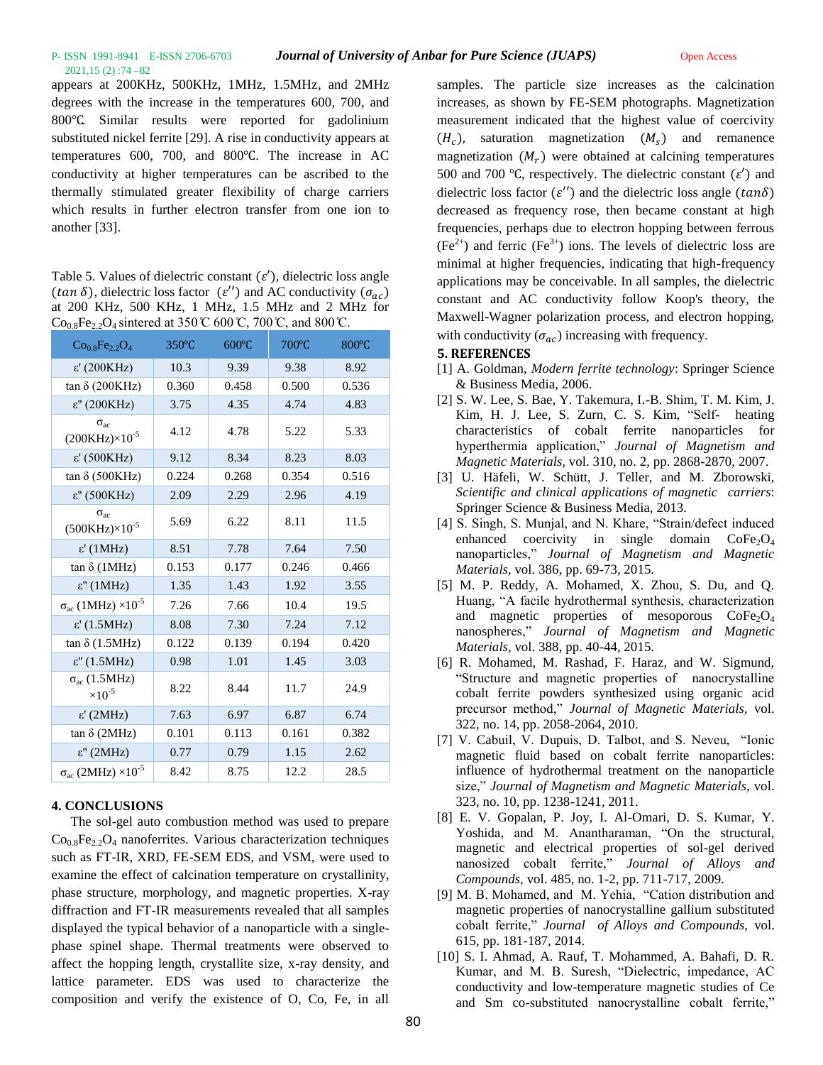appears at 200KHz, 500KHz, 1MHz, 1.5MHz, and 2MHz degrees with the increase in the temperatures 600, 700, and 800℃. Similar results were reported for gadolinium substituted nickel ferrite [29]. A rise in conductivity appears at temperatures 600, 700, and 800℃. The increase in AC conductivity at higher temperatures can be ascribed to the thermally stimulated greater flexibility of charge carriers which results in further electron transfer from one ion to another [33].

Table 5. Values of dielectric constant ($\varepsilon'$), dielectric loss angle ($tan\ \delta$), dielectric loss factor ($\varepsilon''$) and AC conductivity ($\sigma_{ac}$) at 200 KHz, 500 KHz, 1 MHz, 1.5 MHz and 2 MHz for $Co_{0.8}Fe_{2.2}O_4$ sintered at 350℃ 600℃, 700℃, and 800℃.

| $Co_{0.8}Fe_{2.2}O_4$ | 350℃ | 600℃ | 700℃ | 800℃ |
|---|---|---|---|---|
| ε' (200KHz) | 10.3 | 9.39 | 9.38 | 8.92 |
| tan δ (200KHz) | 0.360 | 0.458 | 0.500 | 0.536 |
| ε" (200KHz) | 3.75 | 4.35 | 4.74 | 4.83 |
| $\sigma_{ac}$ (200KHz)×$10^{-5}$ | 4.12 | 4.78 | 5.22 | 5.33 |
| ε' (500KHz) | 9.12 | 8.34 | 8.23 | 8.03 |
| tan δ (500KHz) | 0.224 | 0.268 | 0.354 | 0.516 |
| ε" (500KHz) | 2.09 | 2.29 | 2.96 | 4.19 |
| $\sigma_{ac}$ (500KHz)×$10^{-5}$ | 5.69 | 6.22 | 8.11 | 11.5 |
| ε' (1MHz) | 8.51 | 7.78 | 7.64 | 7.50 |
| tan δ (1MHz) | 0.153 | 0.177 | 0.246 | 0.466 |
| ε" (1MHz) | 1.35 | 1.43 | 1.92 | 3.55 |
| $\sigma_{ac}$ (1MHz) ×$10^{-5}$ | 7.26 | 7.66 | 10.4 | 19.5 |
| ε' (1.5MHz) | 8.08 | 7.30 | 7.24 | 7.12 |
| tan δ (1.5MHz) | 0.122 | 0.139 | 0.194 | 0.420 |
| ε" (1.5MHz) | 0.98 | 1.01 | 1.45 | 3.03 |
| $\sigma_{ac}$ (1.5MHz) ×$10^{-5}$ | 8.22 | 8.44 | 11.7 | 24.9 |
| ε' (2MHz) | 7.63 | 6.97 | 6.87 | 6.74 |
| tan δ (2MHz) | 0.101 | 0.113 | 0.161 | 0.382 |
| ε" (2MHz) | 0.77 | 0.79 | 1.15 | 2.62 |
| $\sigma_{ac}$ (2MHz) ×$10^{-5}$ | 8.42 | 8.75 | 12.2 | 28.5 |

## 4. CONCLUSIONS

The sol-gel auto combustion method was used to prepare $Co_{0.8}Fe_{2.2}O_4$ nanoferrites. Various characterization techniques such as FT-IR, XRD, FE-SEM EDS, and VSM, were used to examine the effect of calcination temperature on crystallinity, phase structure, morphology, and magnetic properties. X-ray diffraction and FT-IR measurements revealed that all samples displayed the typical behavior of a nanoparticle with a single-phase spinel shape. Thermal treatments were observed to affect the hopping length, crystallite size, x-ray density, and lattice parameter. EDS was used to characterize the composition and verify the existence of O, Co, Fe, in all samples. The particle size increases as the calcination increases, as shown by FE-SEM photographs. Magnetization measurement indicated that the highest value of coercivity ($H_c$), saturation magnetization ($M_s$) and remanence magnetization ($M_r$) were obtained at calcining temperatures 500 and 700 ℃, respectively. The dielectric constant ($\varepsilon'$) and dielectric loss factor ($\varepsilon''$) and the dielectric loss angle ($tan\delta$) decreased as frequency rose, then became constant at high frequencies, perhaps due to electron hopping between ferrous ($Fe^{2+}$) and ferric ($Fe^{3+}$) ions. The levels of dielectric loss are minimal at higher frequencies, indicating that high-frequency applications may be conceivable. In all samples, the dielectric constant and AC conductivity follow Koop's theory, the Maxwell-Wagner polarization process, and electron hopping, with conductivity ($\sigma_{ac}$) increasing with frequency.

## 5. REFERENCES

[1] A. Goldman, *Modern ferrite technology*: Springer Science & Business Media, 2006.

[2] S. W. Lee, S. Bae, Y. Takemura, I.-B. Shim, T. M. Kim, J. Kim, H. J. Lee, S. Zurn, C. S. Kim, "Self- heating characteristics of cobalt ferrite nanoparticles for hyperthermia application," *Journal of Magnetism and Magnetic Materials,* vol. 310, no. 2, pp. 2868-2870, 2007.

[3] U. Häfeli, W. Schütt, J. Teller, and M. Zborowski, *Scientific and clinical applications of magnetic carriers*: Springer Science & Business Media, 2013.

[4] S. Singh, S. Munjal, and N. Khare, "Strain/defect induced enhanced coercivity in single domain $CoFe_2O_4$ nanoparticles," *Journal of Magnetism and Magnetic Materials,* vol. 386, pp. 69-73, 2015.

[5] M. P. Reddy, A. Mohamed, X. Zhou, S. Du, and Q. Huang, "A facile hydrothermal synthesis, characterization and magnetic properties of mesoporous $CoFe_2O_4$ nanospheres," *Journal of Magnetism and Magnetic Materials,* vol. 388, pp. 40-44, 2015.

[6] R. Mohamed, M. Rashad, F. Haraz, and W. Sigmund, "Structure and magnetic properties of nanocrystalline cobalt ferrite powders synthesized using organic acid precursor method," *Journal of Magnetic Materials,* vol. 322, no. 14, pp. 2058-2064, 2010.

[7] V. Cabuil, V. Dupuis, D. Talbot, and S. Neveu, "Ionic magnetic fluid based on cobalt ferrite nanoparticles: influence of hydrothermal treatment on the nanoparticle size," *Journal of Magnetism and Magnetic Materials,* vol. 323, no. 10, pp. 1238-1241, 2011.

[8] E. V. Gopalan, P. Joy, I. Al-Omari, D. S. Kumar, Y. Yoshida, and M. Anantharaman, "On the structural, magnetic and electrical properties of sol-gel derived nanosized cobalt ferrite," *Journal of Alloys and Compounds,* vol. 485, no. 1-2, pp. 711-717, 2009.

[9] M. B. Mohamed, and M. Yehia, "Cation distribution and magnetic properties of nanocrystalline gallium substituted cobalt ferrite," *Journal of Alloys and Compounds,* vol. 615, pp. 181-187, 2014.

[10] S. I. Ahmad, A. Rauf, T. Mohammed, A. Bahafi, D. R. Kumar, and M. B. Suresh, "Dielectric, impedance, AC conductivity and low-temperature magnetic studies of Ce and Sm co-substituted nanocrystalline cobalt ferrite,"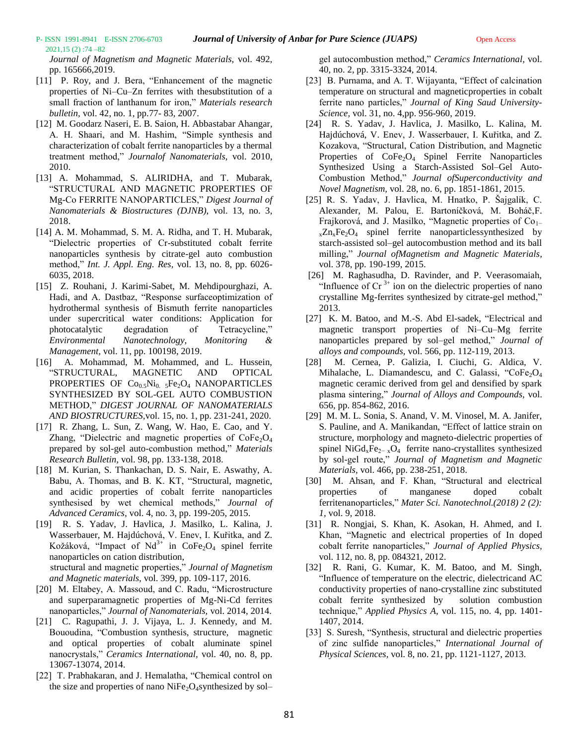*Journal of Magnetism and Magnetic Materials,* vol. 492, pp. 165666,2019.

[11] P. Roy, and J. Bera, "Enhancement of the magnetic properties of Ni–Cu–Zn ferrites with thesubstitution of a small fraction of lanthanum for iron," *Materials research bulletin,* vol. 42, no. 1, pp.77- 83, 2007.

[12] M. Goodarz Naseri, E. B. Saion, H. Abbastabar Ahangar, A. H. Shaari, and M. Hashim, "Simple synthesis and characterization of cobalt ferrite nanoparticles by a thermal treatment method," *Journalof Nanomaterials,* vol. 2010, 2010.

[13] A. Mohammad, S. ALIRIDHA, and T. Mubarak, "STRUCTURAL AND MAGNETIC PROPERTIES OF Mg-Co FERRITE NANOPARTICLES," *Digest Journal of Nanomaterials & Biostructures (DJNB),* vol. 13, no. 3, 2018.

[14] A. M. Mohammad, S. M. A. Ridha, and T. H. Mubarak, "Dielectric properties of Cr-substituted cobalt ferrite nanoparticles synthesis by citrate-gel auto combustion method," *Int. J. Appl. Eng. Res,* vol. 13, no. 8, pp. 6026-6035, 2018.

[15] Z. Rouhani, J. Karimi-Sabet, M. Mehdipourghazi, A. Hadi, and A. Dastbaz, "Response surfaceoptimization of hydrothermal synthesis of Bismuth ferrite nanoparticles under supercritical water conditions: Application for photocatalytic degradation of Tetracycline," *Environmental Nanotechnology, Monitoring & Management,* vol. 11, pp. 100198, 2019.

[16] A. Mohammad, M. Mohammed, and L. Hussein, "STRUCTURAL, MAGNETIC AND OPTICAL PROPERTIES OF $Co_{0.5}Ni_{0.5}Fe_2O_4$ NANOPARTICLES SYNTHESIZED BY SOL-GEL AUTO COMBUSTION METHOD," *DIGEST JOURNAL OF NANOMATERIALS AND BIOSTRUCTURES,*vol. 15, no. 1, pp. 231-241, 2020.

[17] R. Zhang, L. Sun, Z. Wang, W. Hao, E. Cao, and Y. Zhang, "Dielectric and magnetic properties of $CoFe_2O_4$ prepared by sol-gel auto-combustion method," *Materials Research Bulletin,* vol. 98, pp. 133-138, 2018.

[18] M. Kurian, S. Thankachan, D. S. Nair, E. Aswathy, A. Babu, A. Thomas, and B. K. KT, "Structural, magnetic, and acidic properties of cobalt ferrite nanoparticles synthesised by wet chemical methods," *Journal of Advanced Ceramics,* vol. 4, no. 3, pp. 199-205, 2015.

[19] R. S. Yadav, J. Havlica, J. Masilko, L. Kalina, J. Wasserbauer, M. Hajdúchová, V. Enev, I. Kuřitka, and Z. Kožáková, "Impact of $Nd^{3+}$ in $CoFe_2O_4$ spinel ferrite nanoparticles on cation distribution, structural and magnetic properties," *Journal of Magnetism and Magnetic materials,* vol. 399, pp. 109-117, 2016.

[20] M. Eltabey, A. Massoud, and C. Radu, "Microstructure and superparamagnetic properties of Mg-Ni-Cd ferrites nanoparticles," *Journal of Nanomaterials,* vol. 2014, 2014.

[21] C. Ragupathi, J. J. Vijaya, L. J. Kennedy, and M. Bououdina, "Combustion synthesis, structure, magnetic and optical properties of cobalt aluminate spinel nanocrystals," *Ceramics International,* vol. 40, no. 8, pp. 13067-13074, 2014.

[22] T. Prabhakaran, and J. Hemalatha, "Chemical control on the size and properties of nano $NiFe_2O_4$synthesized by sol–gel autocombustion method," *Ceramics International,* vol. 40, no. 2, pp. 3315-3324, 2014.

[23] B. Purnama, and A. T. Wijayanta, "Effect of calcination temperature on structural and magneticproperties in cobalt ferrite nano particles," *Journal of King Saud University-Science,* vol. 31, no. 4,pp. 956-960, 2019.

[24] R. S. Yadav, J. Havlica, J. Masilko, L. Kalina, M. Hajdúchová, V. Enev, J. Wasserbauer, I. Kuřitka, and Z. Kozakova, "Structural, Cation Distribution, and Magnetic Properties of $CoFe_2O_4$ Spinel Ferrite Nanoparticles Synthesized Using a Starch-Assisted Sol–Gel Auto-Combustion Method," *Journal ofSuperconductivity and Novel Magnetism,* vol. 28, no. 6, pp. 1851-1861, 2015.

[25] R. S. Yadav, J. Havlica, M. Hnatko, P. Šajgalík, C. Alexander, M. Palou, E. Bartoníčková, M. Boháč,F. Frajkorová, and J. Masilko, "Magnetic properties of $Co_{1-x}Zn_xFe_2O_4$ spinel ferrite nanoparticlessynthesized by starch-assisted sol–gel autocombustion method and its ball milling," *Journal ofMagnetism and Magnetic Materials,* vol. 378, pp. 190-199, 2015.

[26] M. Raghasudha, D. Ravinder, and P. Veerasomaiah, "Influence of $Cr^{3+}$ ion on the dielectric properties of nano crystalline Mg-ferrites synthesized by citrate-gel method," 2013.

[27] K. M. Batoo, and M.-S. Abd El-sadek, "Electrical and magnetic transport properties of Ni–Cu–Mg ferrite nanoparticles prepared by sol–gel method," *Journal of alloys and compounds,* vol. 566, pp. 112-119, 2013.

[28] M. Cernea, P. Galizia, I. Ciuchi, G. Aldica, V. Mihalache, L. Diamandescu, and C. Galassi, "$CoFe_2O_4$ magnetic ceramic derived from gel and densified by spark plasma sintering," *Journal of Alloys and Compounds,* vol. 656, pp. 854-862, 2016.

[29] M. M. L. Sonia, S. Anand, V. M. Vinosel, M. A. Janifer, S. Pauline, and A. Manikandan, "Effect of lattice strain on structure, morphology and magneto-dielectric properties of spinel $NiGd_xFe_{2-x}O_4$ ferrite nano-crystallites synthesized by sol-gel route," *Journal of Magnetism and Magnetic Materials,* vol. 466, pp. 238-251, 2018.

[30] M. Ahsan, and F. Khan, "Structural and electrical properties of manganese doped cobalt ferritenanoparticles," *Mater Sci. Nanotechnol.(2018) 2 (2): 1,* vol. 9, 2018.

[31] R. Nongjai, S. Khan, K. Asokan, H. Ahmed, and I. Khan, "Magnetic and electrical properties of In doped cobalt ferrite nanoparticles," *Journal of Applied Physics,* vol. 112, no. 8, pp. 084321, 2012.

[32] R. Rani, G. Kumar, K. M. Batoo, and M. Singh, "Influence of temperature on the electric, dielectricand AC conductivity properties of nano-crystalline zinc substituted cobalt ferrite synthesized by solution combustion technique," *Applied Physics A,* vol. 115, no. 4, pp. 1401-1407, 2014.

[33] S. Suresh, "Synthesis, structural and dielectric properties of zinc sulfide nanoparticles," *International Journal of Physical Sciences,* vol. 8, no. 21, pp. 1121-1127, 2013.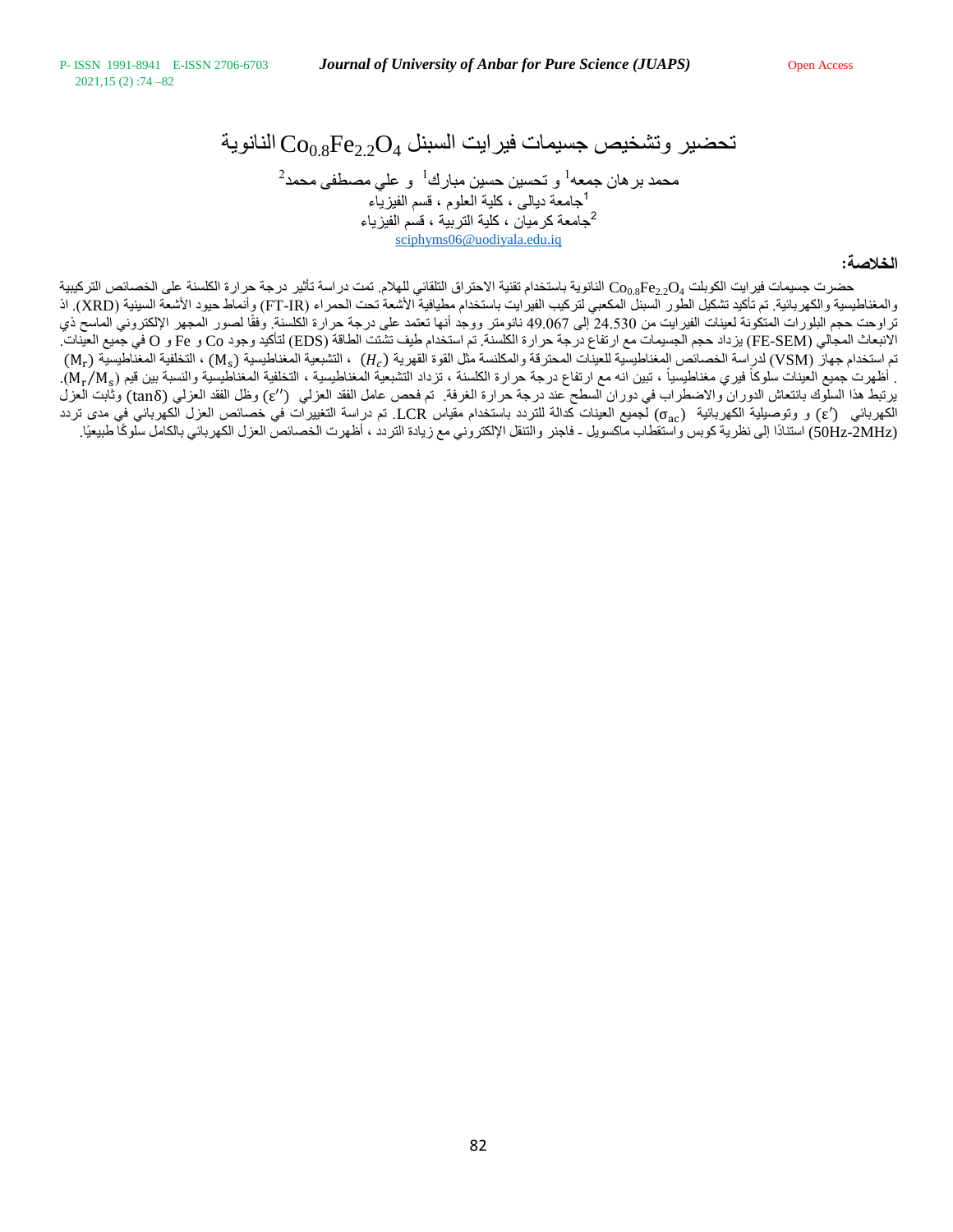# تحضير وتشخيص جسيمات فيرايت السبنل $Co_{0.8}Fe_{2.2}O_4$ النانوية

محمد برهان جمعه[1] و تحسين حسين مبارك[1] و علي مصطفى محمد[2]

[1]جامعة ديالى ، كلية العلوم ، قسم الفيزياء

[2]جامعة كرميان ، كلية التربية ، قسم الفيزياء

sciphyms06@uodiyala.edu.iq

**الخلاصة:**

حضرت جسيمات فيرايت الكوبلت $Co_{0.8}Fe_{2.2}O_4$ النانوية باستخدام تقنية الاحتراق التلقائي للهلام. تمت دراسة تأثير درجة حرارة الكلسنة على الخصائص التركيبية والمغناطيسية والكهربائية. تم تأكيد تشكيل الطور السبنل المكعبي لتركيب الفيرايت باستخدام مطيافية الأشعة تحت الحمراء (FT-IR) وأنماط حيود الأشعة السينية (XRD). اذ تراوحت حجم البلورات المتكونة لعينات الفيرايت من 24.530 إلى 49.067 نانومتر ووجد أنها تعتمد على درجة حرارة الكلسنة. وفقًا لصور المجهر الإلكتروني الماسح ذي الانبعاث المجالي (FE-SEM) يزداد حجم الجسيمات مع ارتفاع درجة حرارة الكلسنة. تم استخدام طيف تشتت الطاقة (EDS) لتأكيد وجود Co و Fe و O في جميع العينات. تم استخدام جهاز (VSM) لدراسة الخصائص المغناطيسية للعينات المحترقة والمكلسنة مثل القوة القهرية $(H_c)$ ، التشبعية المغناطيسية $(M_s)$ ، التخلفية المغناطيسية $(M_r)$ . أظهرت جميع العينات سلوكاً فيري مغناطيسياً ، تبين انه مع ارتفاع درجة حرارة الكلسنة ، تزداد التشبعية المغناطيسية ، التخلفية المغناطيسية والنسبة بين قيم $(M_r/M_s)$. يرتبط هذا السلوك بانتعاش الدوران والاضطراب في دوران السطح عند درجة حرارة الغرفة. تم فحص عامل الفقد العزلي $(\varepsilon'')$ وظل الفقد العزلي $(\tan\delta)$ وثابت العزل الكهربائي $(\varepsilon')$ و وتوصيلية الكهربائية $(\sigma_{ac})$ لجميع العينات كدالة للتردد باستخدام مقياس LCR. تم دراسة التغييرات في خصائص العزل الكهربائي في مدى تردد (50Hz-2MHz) استنادًا إلى نظرية كوبس واستقطاب ماكسويل - فاجنر والتنقل الإلكتروني مع زيادة التردد ، أظهرت الخصائص العزل الكهربائي بالكامل سلوكًا طبيعيًا.